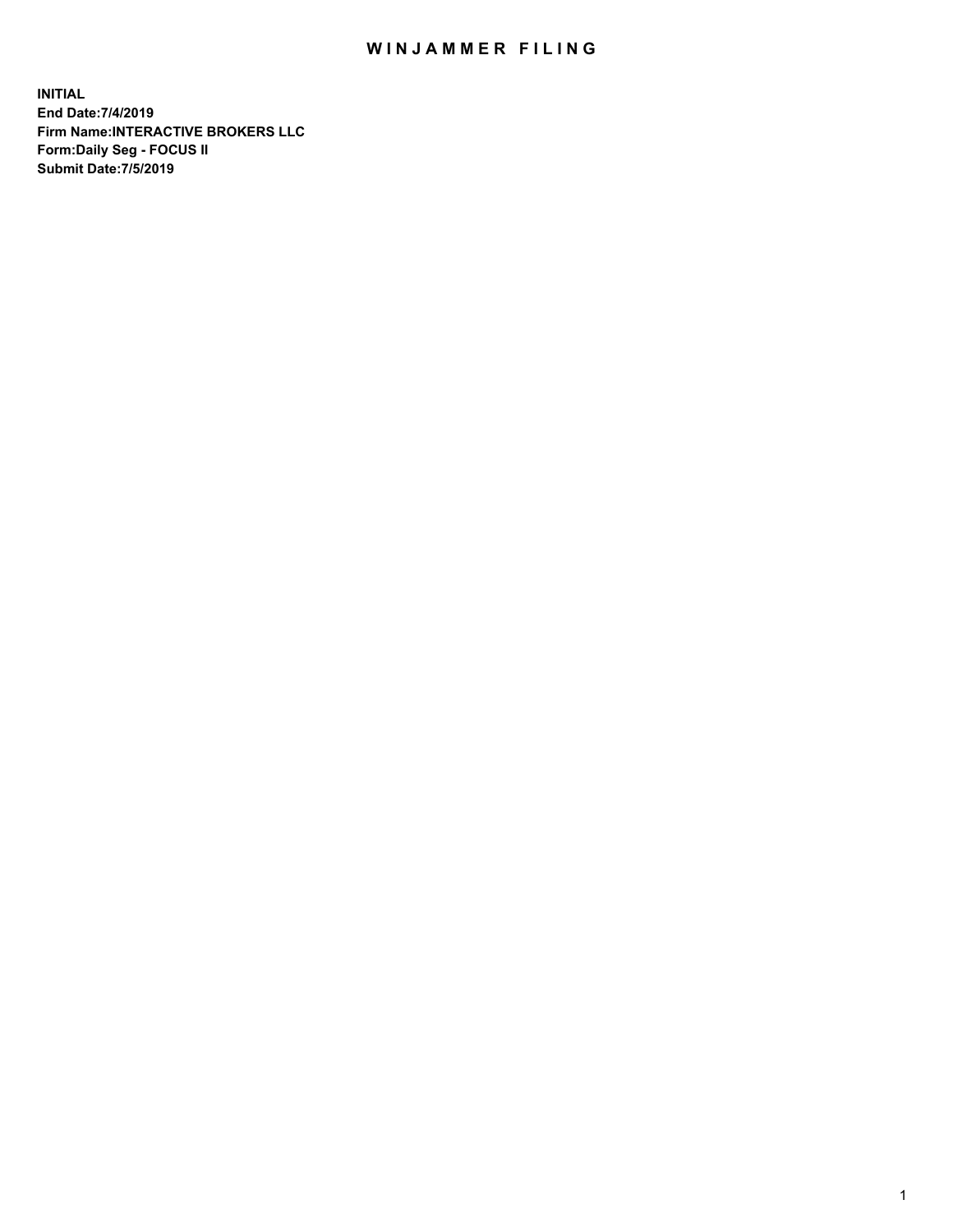# WINJAMMER FILING

**INITIAL**
**End Date:7/4/2019**
**Firm Name:INTERACTIVE BROKERS LLC**
**Form:Daily Seg - FOCUS II**
**Submit Date:7/5/2019**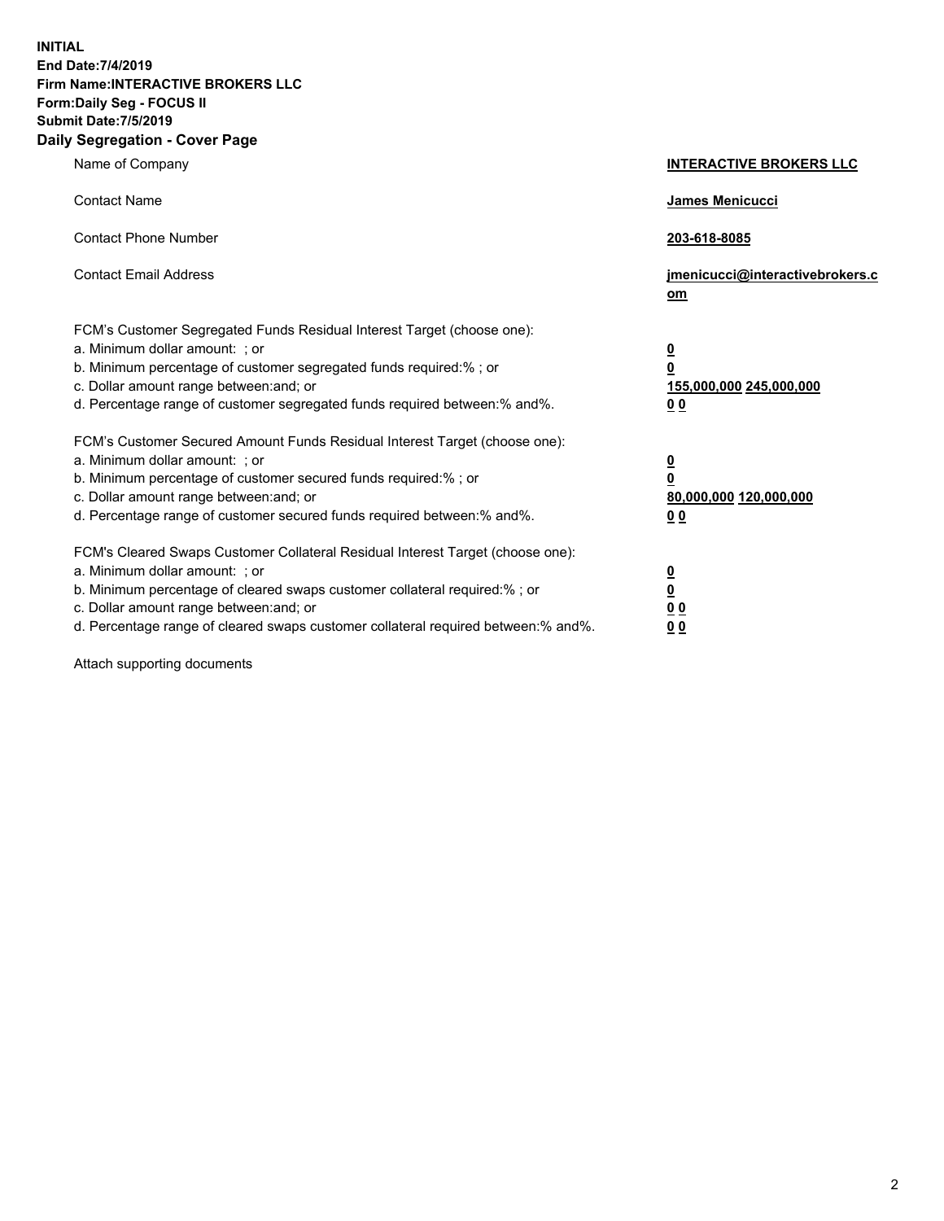**INITIAL**
**End Date:7/4/2019**
**Firm Name:INTERACTIVE BROKERS LLC**
**Form:Daily Seg - FOCUS II**
**Submit Date:7/5/2019**
**Daily Segregation - Cover Page**

| | |
|---|---|
| Name of Company | **INTERACTIVE BROKERS LLC** |
| Contact Name | **James Menicucci** |
| Contact Phone Number | **203-618-8085** |
| Contact Email Address | **jmenicucci@interactivebrokers.com** |
| FCM's Customer Segregated Funds Residual Interest Target (choose one): | |
| a. Minimum dollar amount: ; or | **0** |
| b. Minimum percentage of customer segregated funds required:% ; or | **0** |
| c. Dollar amount range between:and; or | **155,000,000 245,000,000** |
| d. Percentage range of customer segregated funds required between:% and%. | **0 0** |
| FCM's Customer Secured Amount Funds Residual Interest Target (choose one): | |
| a. Minimum dollar amount: ; or | **0** |
| b. Minimum percentage of customer secured funds required:% ; or | **0** |
| c. Dollar amount range between:and; or | **80,000,000 120,000,000** |
| d. Percentage range of customer secured funds required between:% and%. | **0 0** |
| FCM's Cleared Swaps Customer Collateral Residual Interest Target (choose one): | |
| a. Minimum dollar amount: ; or | **0** |
| b. Minimum percentage of cleared swaps customer collateral required:% ; or | **0** |
| c. Dollar amount range between:and; or | **0 0** |
| d. Percentage range of cleared swaps customer collateral required between:% and%. | **0 0** |

Attach supporting documents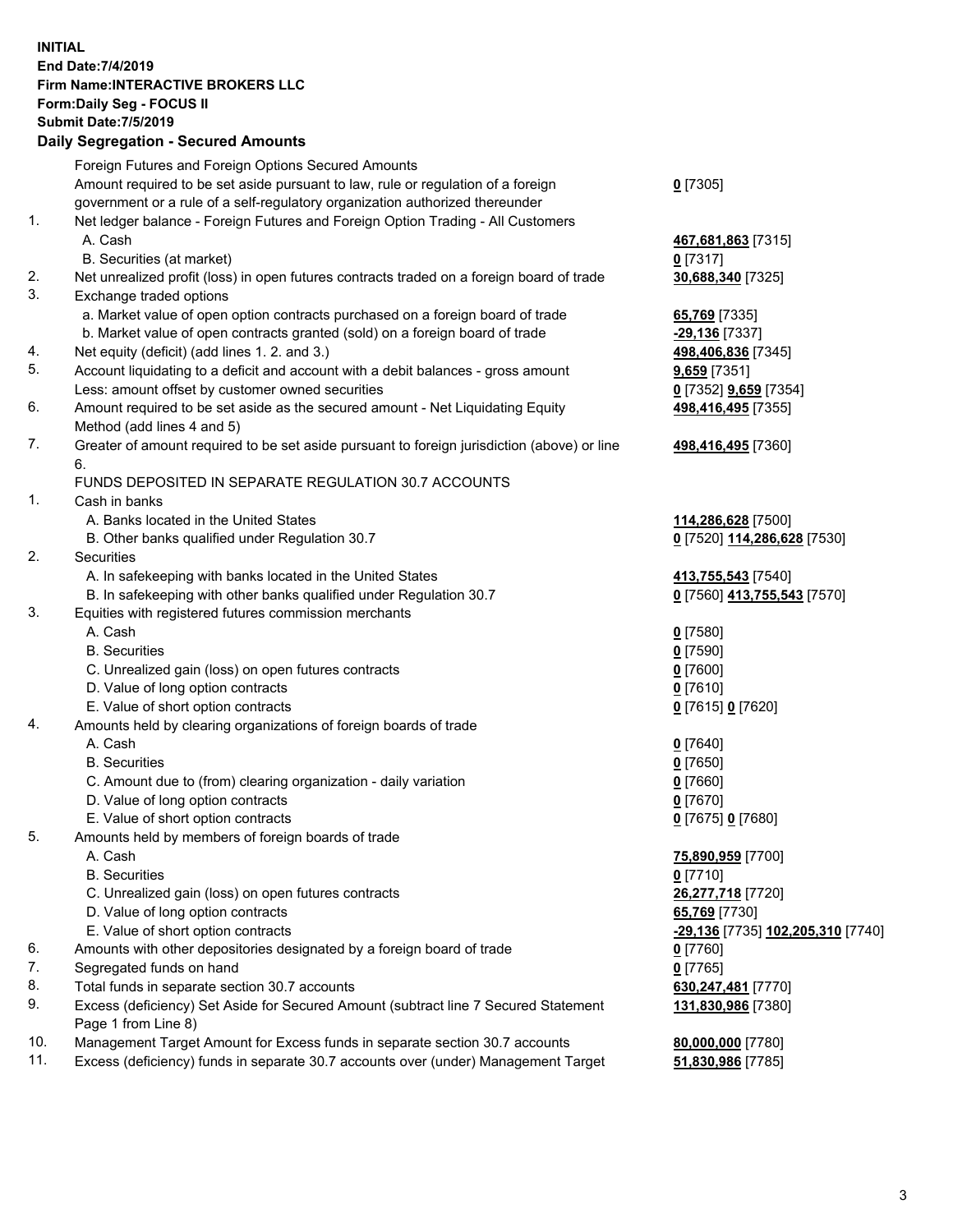**INITIAL**
**End Date:7/4/2019**
**Firm Name:INTERACTIVE BROKERS LLC**
**Form:Daily Seg - FOCUS II**
**Submit Date:7/5/2019**

## Daily Segregation - Secured Amounts

| | | |
|---|---|---|
| | Foreign Futures and Foreign Options Secured Amounts | |
| | Amount required to be set aside pursuant to law, rule or regulation of a foreign government or a rule of a self-regulatory organization authorized thereunder | **0** [7305] |
| 1. | Net ledger balance - Foreign Futures and Foreign Option Trading - All Customers | |
| | A. Cash | **467,681,863** [7315] |
| | B. Securities (at market) | **0** [7317] |
| 2. | Net unrealized profit (loss) in open futures contracts traded on a foreign board of trade | **30,688,340** [7325] |
| 3. | Exchange traded options | |
| | a. Market value of open option contracts purchased on a foreign board of trade | **65,769** [7335] |
| | b. Market value of open contracts granted (sold) on a foreign board of trade | **-29,136** [7337] |
| 4. | Net equity (deficit) (add lines 1. 2. and 3.) | **498,406,836** [7345] |
| 5. | Account liquidating to a deficit and account with a debit balances - gross amount | **9,659** [7351] |
| | Less: amount offset by customer owned securities | **0** [7352] **9,659** [7354] |
| 6. | Amount required to be set aside as the secured amount - Net Liquidating Equity Method (add lines 4 and 5) | **498,416,495** [7355] |
| 7. | Greater of amount required to be set aside pursuant to foreign jurisdiction (above) or line 6. | **498,416,495** [7360] |
| | FUNDS DEPOSITED IN SEPARATE REGULATION 30.7 ACCOUNTS | |
| 1. | Cash in banks | |
| | A. Banks located in the United States | **114,286,628** [7500] |
| | B. Other banks qualified under Regulation 30.7 | **0** [7520] **114,286,628** [7530] |
| 2. | Securities | |
| | A. In safekeeping with banks located in the United States | **413,755,543** [7540] |
| | B. In safekeeping with other banks qualified under Regulation 30.7 | **0** [7560] **413,755,543** [7570] |
| 3. | Equities with registered futures commission merchants | |
| | A. Cash | **0** [7580] |
| | B. Securities | **0** [7590] |
| | C. Unrealized gain (loss) on open futures contracts | **0** [7600] |
| | D. Value of long option contracts | **0** [7610] |
| | E. Value of short option contracts | **0** [7615] **0** [7620] |
| 4. | Amounts held by clearing organizations of foreign boards of trade | |
| | A. Cash | **0** [7640] |
| | B. Securities | **0** [7650] |
| | C. Amount due to (from) clearing organization - daily variation | **0** [7660] |
| | D. Value of long option contracts | **0** [7670] |
| | E. Value of short option contracts | **0** [7675] **0** [7680] |
| 5. | Amounts held by members of foreign boards of trade | |
| | A. Cash | **75,890,959** [7700] |
| | B. Securities | **0** [7710] |
| | C. Unrealized gain (loss) on open futures contracts | **26,277,718** [7720] |
| | D. Value of long option contracts | **65,769** [7730] |
| | E. Value of short option contracts | **-29,136** [7735] **102,205,310** [7740] |
| 6. | Amounts with other depositories designated by a foreign board of trade | **0** [7760] |
| 7. | Segregated funds on hand | **0** [7765] |
| 8. | Total funds in separate section 30.7 accounts | **630,247,481** [7770] |
| 9. | Excess (deficiency) Set Aside for Secured Amount (subtract line 7 Secured Statement Page 1 from Line 8) | **131,830,986** [7380] |
| 10. | Management Target Amount for Excess funds in separate section 30.7 accounts | **80,000,000** [7780] |
| 11. | Excess (deficiency) funds in separate 30.7 accounts over (under) Management Target | **51,830,986** [7785] |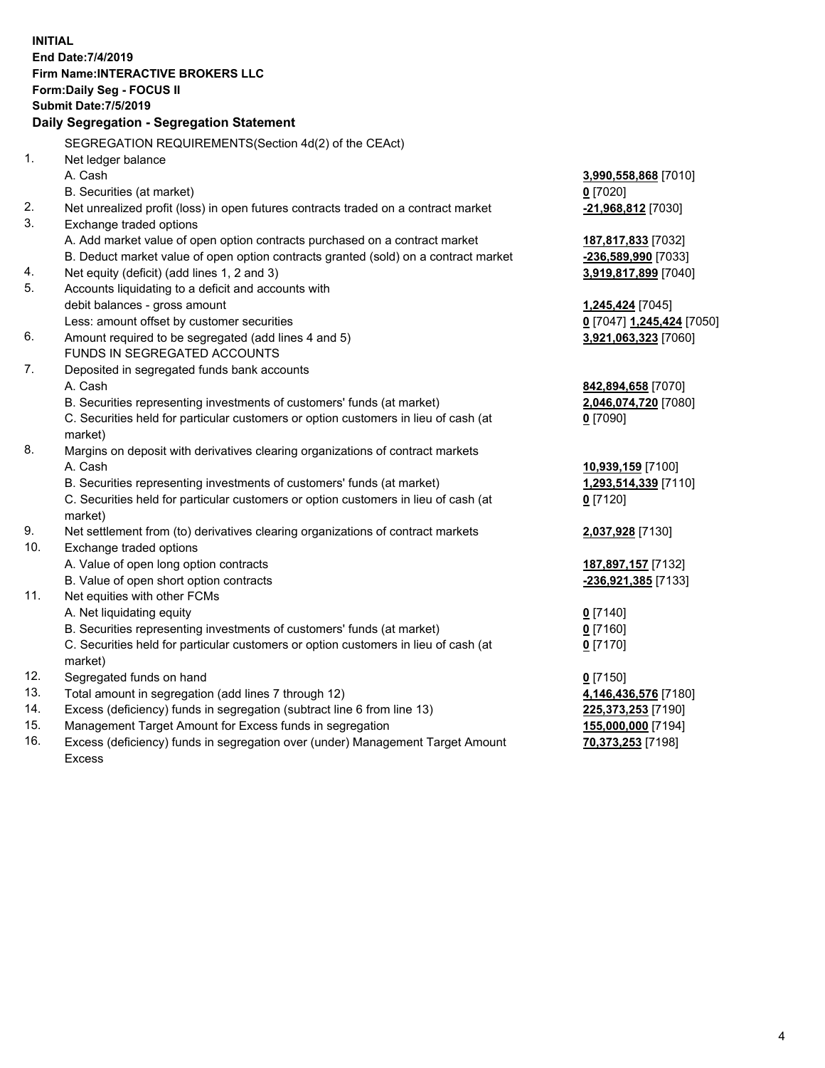**INITIAL**
**End Date:7/4/2019**
**Firm Name:INTERACTIVE BROKERS LLC**
**Form:Daily Seg - FOCUS II**
**Submit Date:7/5/2019**

### Daily Segregation - Segregation Statement

SEGREGATION REQUIREMENTS(Section 4d(2) of the CEAct)

| | | |
|---|---|---|
| 1. | Net ledger balance | |
| | A. Cash | 3,990,558,868 [7010] |
| | B. Securities (at market) | 0 [7020] |
| 2. | Net unrealized profit (loss) in open futures contracts traded on a contract market | -21,968,812 [7030] |
| 3. | Exchange traded options | |
| | A. Add market value of open option contracts purchased on a contract market | 187,817,833 [7032] |
| | B. Deduct market value of open option contracts granted (sold) on a contract market | -236,589,990 [7033] |
| 4. | Net equity (deficit) (add lines 1, 2 and 3) | 3,919,817,899 [7040] |
| 5. | Accounts liquidating to a deficit and accounts with debit balances - gross amount | 1,245,424 [7045] |
| | Less: amount offset by customer securities | 0 [7047] 1,245,424 [7050] |
| 6. | Amount required to be segregated (add lines 4 and 5) | 3,921,063,323 [7060] |
| | FUNDS IN SEGREGATED ACCOUNTS | |
| 7. | Deposited in segregated funds bank accounts | |
| | A. Cash | 842,894,658 [7070] |
| | B. Securities representing investments of customers' funds (at market) | 2,046,074,720 [7080] |
| | C. Securities held for particular customers or option customers in lieu of cash (at market) | 0 [7090] |
| 8. | Margins on deposit with derivatives clearing organizations of contract markets | |
| | A. Cash | 10,939,159 [7100] |
| | B. Securities representing investments of customers' funds (at market) | 1,293,514,339 [7110] |
| | C. Securities held for particular customers or option customers in lieu of cash (at market) | 0 [7120] |
| 9. | Net settlement from (to) derivatives clearing organizations of contract markets | 2,037,928 [7130] |
| 10. | Exchange traded options | |
| | A. Value of open long option contracts | 187,897,157 [7132] |
| | B. Value of open short option contracts | -236,921,385 [7133] |
| 11. | Net equities with other FCMs | |
| | A. Net liquidating equity | 0 [7140] |
| | B. Securities representing investments of customers' funds (at market) | 0 [7160] |
| | C. Securities held for particular customers or option customers in lieu of cash (at market) | 0 [7170] |
| 12. | Segregated funds on hand | 0 [7150] |
| 13. | Total amount in segregation (add lines 7 through 12) | 4,146,436,576 [7180] |
| 14. | Excess (deficiency) funds in segregation (subtract line 6 from line 13) | 225,373,253 [7190] |
| 15. | Management Target Amount for Excess funds in segregation | 155,000,000 [7194] |
| 16. | Excess (deficiency) funds in segregation over (under) Management Target Amount Excess | 70,373,253 [7198] |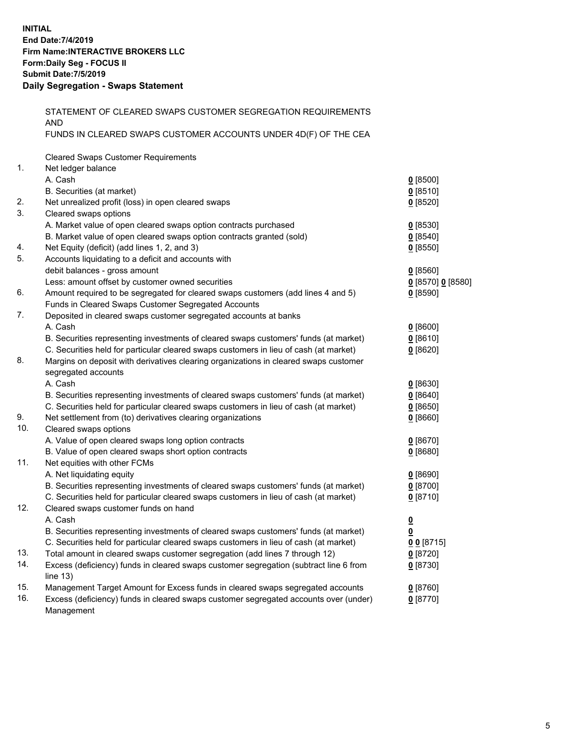**INITIAL**
**End Date:7/4/2019**
**Firm Name:INTERACTIVE BROKERS LLC**
**Form:Daily Seg - FOCUS II**
**Submit Date:7/5/2019**
**Daily Segregation - Swaps Statement**

STATEMENT OF CLEARED SWAPS CUSTOMER SEGREGATION REQUIREMENTS AND FUNDS IN CLEARED SWAPS CUSTOMER ACCOUNTS UNDER 4D(F) OF THE CEA

| | | |
|---|---|---|
| | Cleared Swaps Customer Requirements | |
| 1. | Net ledger balance | |
| | A. Cash | 0 [8500] |
| | B. Securities (at market) | 0 [8510] |
| 2. | Net unrealized profit (loss) in open cleared swaps | 0 [8520] |
| 3. | Cleared swaps options | |
| | A. Market value of open cleared swaps option contracts purchased | 0 [8530] |
| | B. Market value of open cleared swaps option contracts granted (sold) | 0 [8540] |
| 4. | Net Equity (deficit) (add lines 1, 2, and 3) | 0 [8550] |
| 5. | Accounts liquidating to a deficit and accounts with debit balances - gross amount | 0 [8560] |
| | Less: amount offset by customer owned securities | 0 [8570] 0 [8580] |
| 6. | Amount required to be segregated for cleared swaps customers (add lines 4 and 5) | 0 [8590] |
| | Funds in Cleared Swaps Customer Segregated Accounts | |
| 7. | Deposited in cleared swaps customer segregated accounts at banks | |
| | A. Cash | 0 [8600] |
| | B. Securities representing investments of cleared swaps customers' funds (at market) | 0 [8610] |
| | C. Securities held for particular cleared swaps customers in lieu of cash (at market) | 0 [8620] |
| 8. | Margins on deposit with derivatives clearing organizations in cleared swaps customer segregated accounts | |
| | A. Cash | 0 [8630] |
| | B. Securities representing investments of cleared swaps customers' funds (at market) | 0 [8640] |
| | C. Securities held for particular cleared swaps customers in lieu of cash (at market) | 0 [8650] |
| 9. | Net settlement from (to) derivatives clearing organizations | 0 [8660] |
| 10. | Cleared swaps options | |
| | A. Value of open cleared swaps long option contracts | 0 [8670] |
| | B. Value of open cleared swaps short option contracts | 0 [8680] |
| 11. | Net equities with other FCMs | |
| | A. Net liquidating equity | 0 [8690] |
| | B. Securities representing investments of cleared swaps customers' funds (at market) | 0 [8700] |
| | C. Securities held for particular cleared swaps customers in lieu of cash (at market) | 0 [8710] |
| 12. | Cleared swaps customer funds on hand | |
| | A. Cash | 0 |
| | B. Securities representing investments of cleared swaps customers' funds (at market) | 0 |
| | C. Securities held for particular cleared swaps customers in lieu of cash (at market) | 0 0 [8715] |
| 13. | Total amount in cleared swaps customer segregation (add lines 7 through 12) | 0 [8720] |
| 14. | Excess (deficiency) funds in cleared swaps customer segregation (subtract line 6 from line 13) | 0 [8730] |
| 15. | Management Target Amount for Excess funds in cleared swaps segregated accounts | 0 [8760] |
| 16. | Excess (deficiency) funds in cleared swaps customer segregated accounts over (under) Management | 0 [8770] |